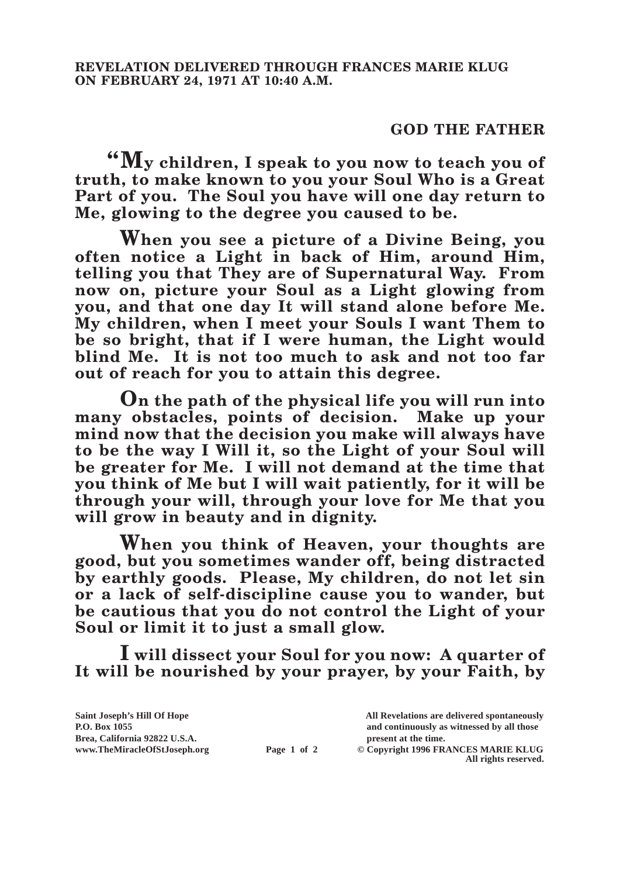**REVELATION DELIVERED THROUGH FRANCES MARIE KLUG ON FEBRUARY 24, 1971 AT 10:40 A.M.**

## GOD THE FATHER

**"My children, I speak to you now to teach you of truth, to make known to you your Soul Who is a Great Part of you. The Soul you have will one day return to Me, glowing to the degree you caused to be.**

**When you see a picture of a Divine Being, you often notice a Light in back of Him, around Him, telling you that They are of Supernatural Way. From now on, picture your Soul as a Light glowing from you, and that one day It will stand alone before Me. My children, when I meet your Souls I want Them to be so bright, that if I were human, the Light would blind Me. It is not too much to ask and not too far out of reach for you to attain this degree.**

**On the path of the physical life you will run into many obstacles, points of decision. Make up your mind now that the decision you make will always have to be the way I Will it, so the Light of your Soul will be greater for Me. I will not demand at the time that you think of Me but I will wait patiently, for it will be through your will, through your love for Me that you will grow in beauty and in dignity.**

**When you think of Heaven, your thoughts are good, but you sometimes wander off, being distracted by earthly goods. Please, My children, do not let sin or a lack of self-discipline cause you to wander, but be cautious that you do not control the Light of your Soul or limit it to just a small glow.**

**I will dissect your Soul for you now: A quarter of It will be nourished by your prayer, by your Faith, by**

Saint Joseph's Hill Of Hope
P.O. Box 1055
Brea, California 92822 U.S.A.
www.TheMiracleOfStJoseph.org

All Revelations are delivered spontaneously and continuously as witnessed by all those present at the time.
© Copyright 1996 FRANCES MARIE KLUG
All rights reserved.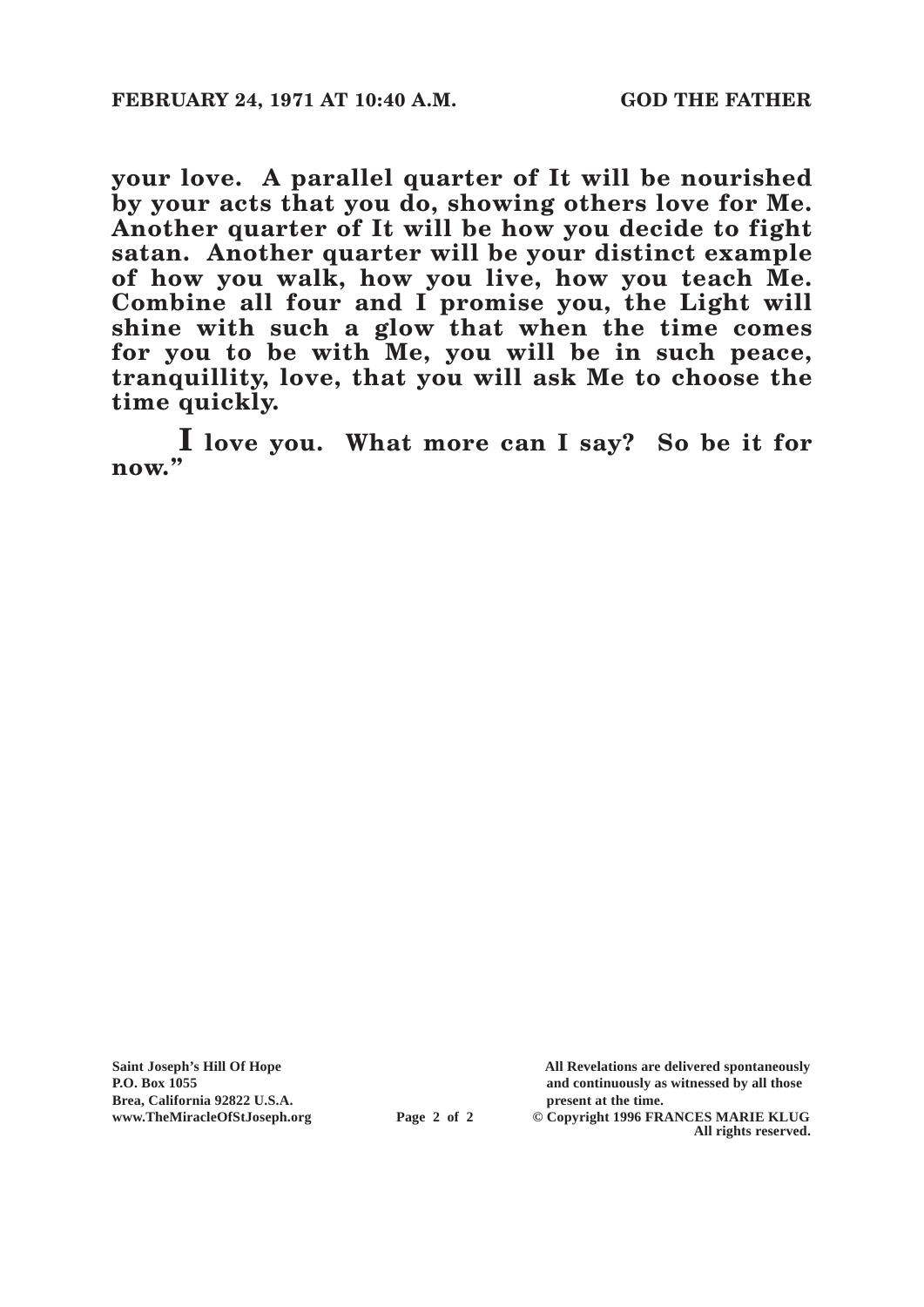**your love. A parallel quarter of It will be nourished by your acts that you do, showing others love for Me. Another quarter of It will be how you decide to fight satan. Another quarter will be your distinct example of how you walk, how you live, how you teach Me. Combine all four and I promise you, the Light will shine with such a glow that when the time comes for you to be with Me, you will be in such peace, tranquillity, love, that you will ask Me to choose the time quickly.**

**I love you. What more can I say? So be it for now."**

**Saint Joseph's Hill Of Hope**
**P.O. Box 1055**
**Brea, California 92822 U.S.A.**
**www.TheMiracleOfStJoseph.org**

**All Revelations are delivered spontaneously and continuously as witnessed by all those present at the time.**
**© Copyright 1996 FRANCES MARIE KLUG**
**All rights reserved.**